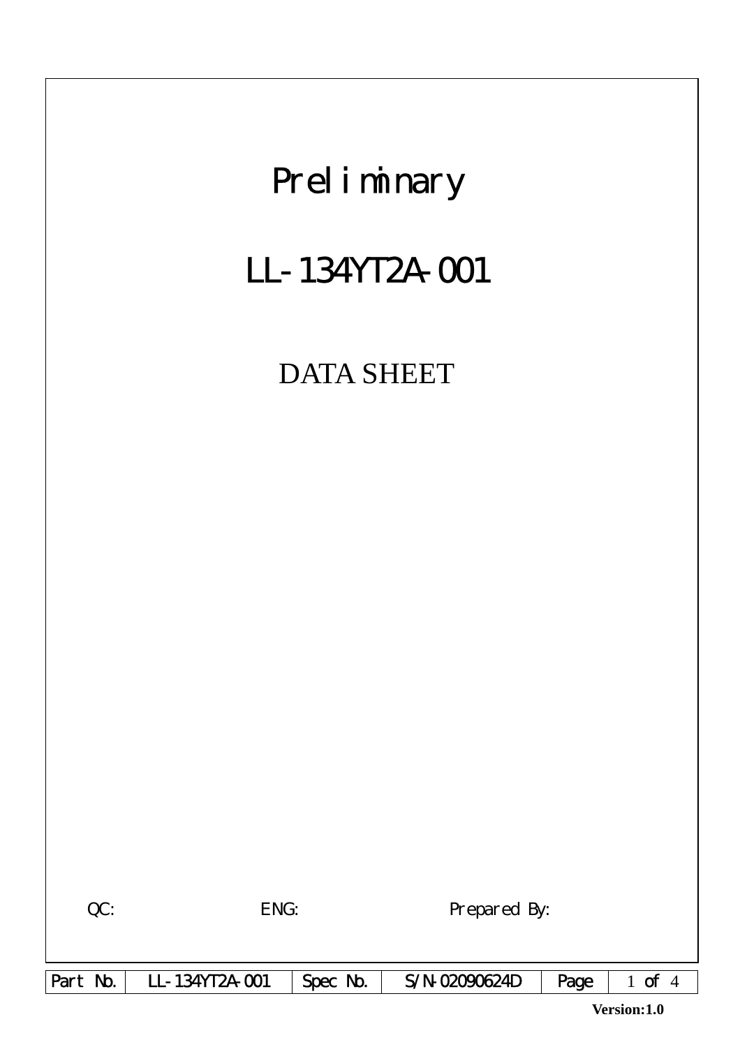# Preliminary

# LL-134YT2A-001

## DATA SHEET

QC: ENG: Prepared By:

| Part No. | LL-134YT2A-001 | Spec No. | S/N-02090624D | Page | 1 of 4 |
|---|---|---|---|---|---|

**Version:1.0**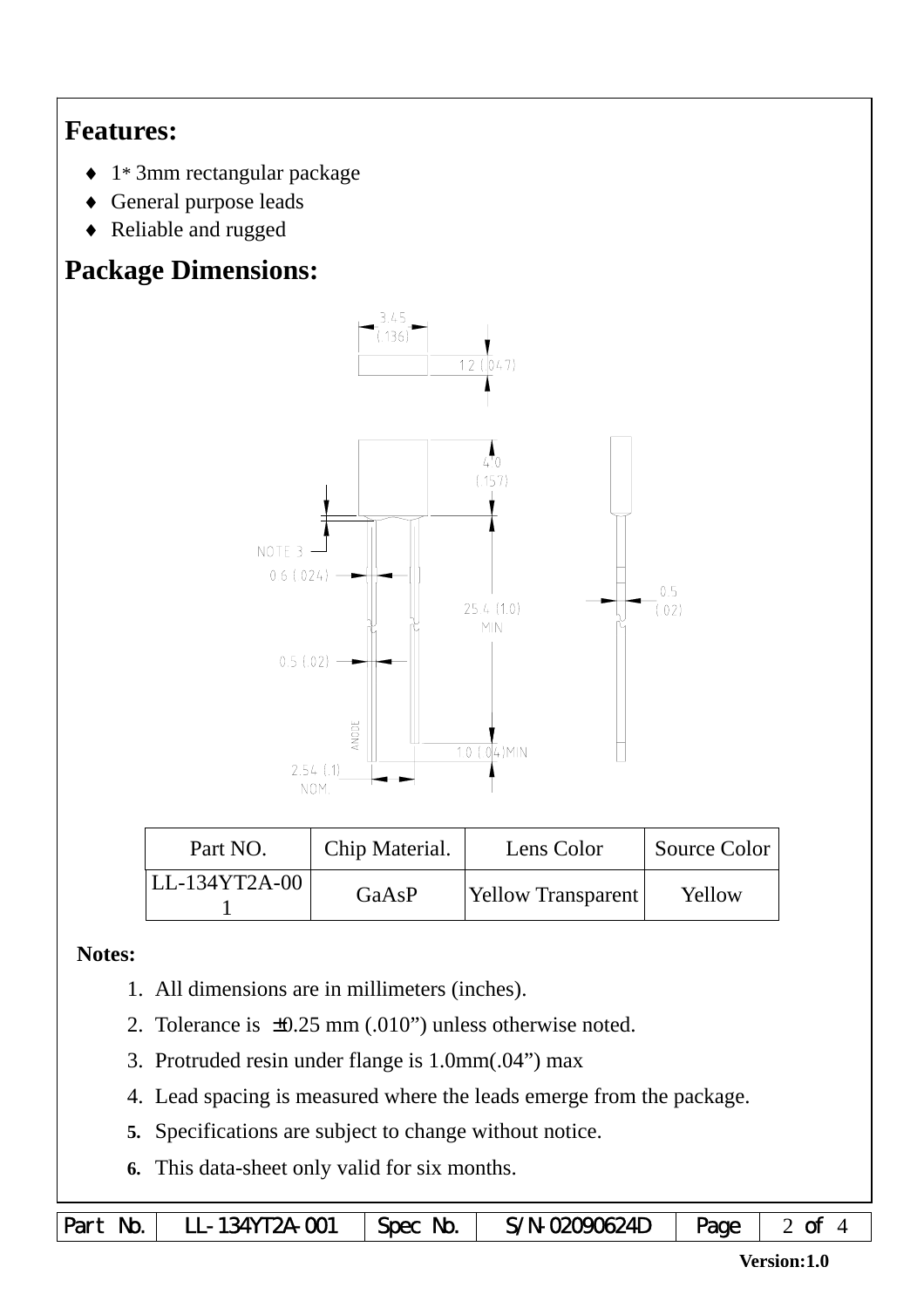## Features:

- ♦ 1* 3mm rectangular package
- ♦ General purpose leads
- ♦ Reliable and rugged

## Package Dimensions:

| Part NO. | Chip Material. | Lens Color | Source Color |
|---|---|---|---|
| LL-134YT2A-001 | GaAsP | Yellow Transparent | Yellow |

**Notes:**

1. All dimensions are in millimeters (inches).
2. Tolerance is ±0.25 mm (.010") unless otherwise noted.
3. Protruded resin under flange is 1.0mm(.04") max
4. Lead spacing is measured where the leads emerge from the package.
5. Specifications are subject to change without notice.
6. This data-sheet only valid for six months.

| Part No. | LL-134YT2A-001 | Spec No. | S/N-02090624D | Page | 2 of 4 |
|---|---|---|---|---|---|

Version:1.0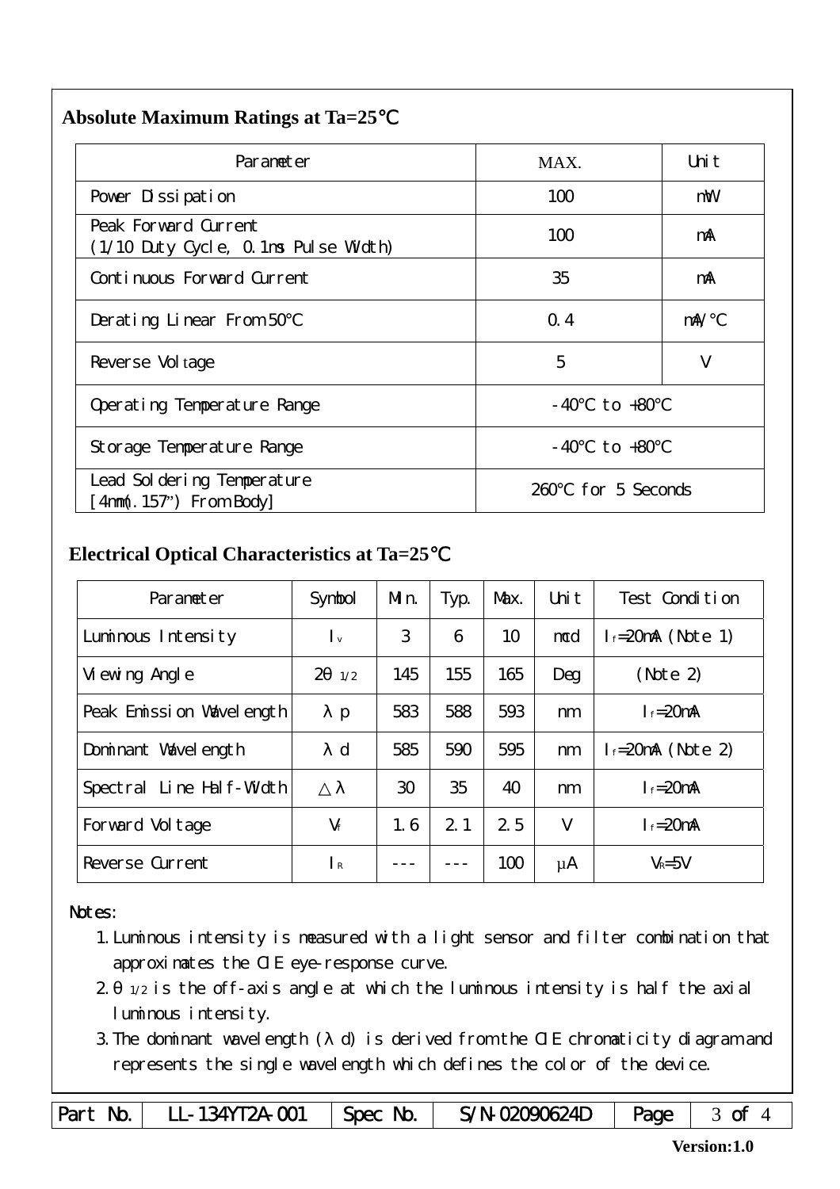## Absolute Maximum Ratings at Ta=25℃

| Parameter | MAX. | Unit |
|---|---|---|
| Power Dissipation | 100 | mW |
| Peak Forward Current (1/10 Duty Cycle, 0.1ms Pulse Width) | 100 | mA |
| Continuous Forward Current | 35 | mA |
| Derating Linear From 50℃ | 0.4 | mA/℃ |
| Reverse Voltage | 5 | V |
| Operating Temperature Range | -40℃ to +80℃ | |
| Storage Temperature Range | -40℃ to +80℃ | |
| Lead Soldering Temperature [4mm(.157") From Body] | 260℃ for 5 Seconds | |

## Electrical Optical Characteristics at Ta=25℃

| Parameter | Symbol | Min. | Typ. | Max. | Unit | Test Condition |
|---|---|---|---|---|---|---|
| Luminous Intensity | $I_v$ | 3 | 6 | 10 | mcd | $I_f$=20mA (Note 1) |
| Viewing Angle | $2\theta_{1/2}$ | 145 | 155 | 165 | Deg | (Note 2) |
| Peak Emission Wavelength | $\lambda p$ | 583 | 588 | 593 | nm | $I_f$=20mA |
| Dominant Wavelength | $\lambda d$ | 585 | 590 | 595 | nm | $I_f$=20mA (Note 2) |
| Spectral Line Half-Width | $\triangle\lambda$ | 30 | 35 | 40 | nm | $I_f$=20mA |
| Forward Voltage | $V_f$ | 1.6 | 2.1 | 2.5 | V | $I_f$=20mA |
| Reverse Current | $I_R$ | --- | --- | 100 | μA | $V_R$=5V |

Notes:

1. Luminous intensity is measured with a light sensor and filter combination that approximates the CIE eye-response curve.
2. $\theta_{1/2}$ is the off-axis angle at which the luminous intensity is half the axial luminous intensity.
3. The dominant wavelength ($\lambda d$) is derived from the CIE chromaticity diagram and represents the single wavelength which defines the color of the device.

| Part No. | LL-134YT2A-001 | Spec No. | S/N-02090624D |
|---|---|---|---|

Version:1.0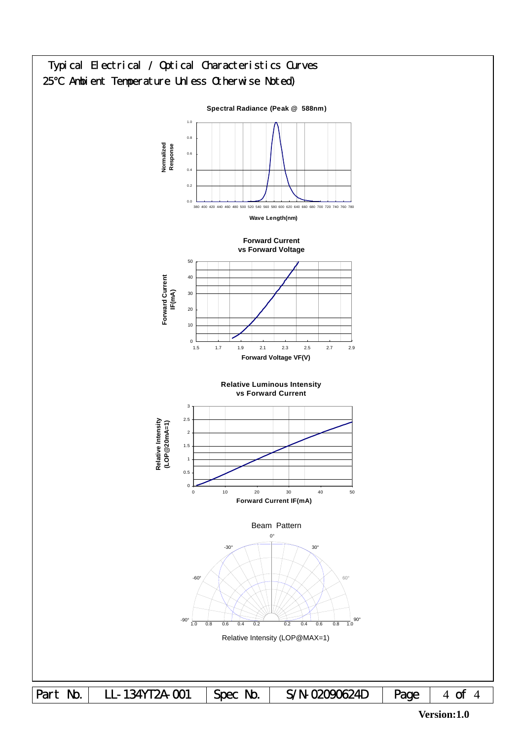## Typical Electrical / Optical Characteristics Curves
## 25°C Ambient Temperature Unless Otherwise Noted)

**Spectral Radiance (Peak @ 588nm)**

Normalized Response

1.0
0.8
0.6
0.4
0.2
0.0

380 400 420 440 460 480 500 520 540 560 580 600 620 640 660 680 700 720 740 760 780

Wave Length(nm)

**Forward Current vs Forward Voltage**

Forward Current IF(mA)

50
40
30
20
10
0

1.5 1.7 1.9 2.1 2.3 2.5 2.7 2.9

Forward Voltage VF(V)

**Relative Luminous Intensity vs Forward Current**

Relative Intensity (LOP@20mA=1)

3
2.5
2
1.5
1
0.5
0

0 10 20 30 40 50

Forward Current IF(mA)

**Beam Pattern**

0°
-30° 30°
-60° 60°
-90° 90°

1.0 0.8 0.6 0.4 0.2 0.2 0.4 0.6 0.8 1.0

Relative Intensity (LOP@MAX=1)

| Part No. | LL-134YT2A-001 | Spec No. | S/N-02090624D | Page | 4 of 4 |
|---|---|---|---|---|---|

Version:1.0